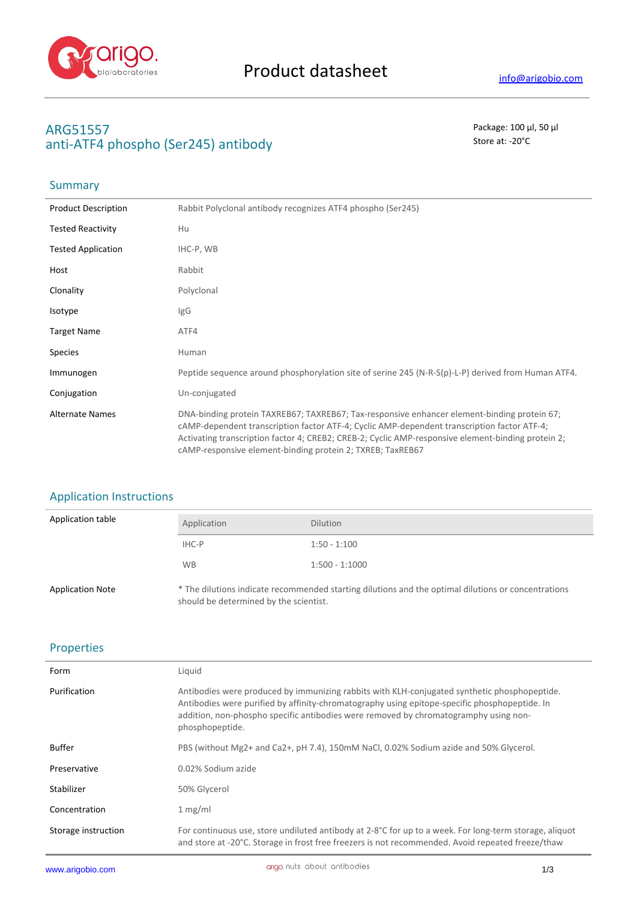# Product datasheet

info@arigobio.com

## ARG51557
## anti-ATF4 phospho (Ser245) antibody

Package: 100 μl, 50 μl
Store at: -20°C

## Summary

| | |
|---|---|
| Product Description | Rabbit Polyclonal antibody recognizes ATF4 phospho (Ser245) |
| Tested Reactivity | Hu |
| Tested Application | IHC-P, WB |
| Host | Rabbit |
| Clonality | Polyclonal |
| Isotype | IgG |
| Target Name | ATF4 |
| Species | Human |
| Immunogen | Peptide sequence around phosphorylation site of serine 245 (N-R-S(p)-L-P) derived from Human ATF4. |
| Conjugation | Un-conjugated |
| Alternate Names | DNA-binding protein TAXREB67; TAXREB67; Tax-responsive enhancer element-binding protein 67; cAMP-dependent transcription factor ATF-4; Cyclic AMP-dependent transcription factor ATF-4; Activating transcription factor 4; CREB2; CREB-2; Cyclic AMP-responsive element-binding protein 2; cAMP-responsive element-binding protein 2; TXREB; TaxREB67 |

## Application Instructions

Application table

| Application | Dilution |
|---|---|
| IHC-P | 1:50 - 1:100 |
| WB | 1:500 - 1:1000 |

Application Note: * The dilutions indicate recommended starting dilutions and the optimal dilutions or concentrations should be determined by the scientist.

## Properties

| | |
|---|---|
| Form | Liquid |
| Purification | Antibodies were produced by immunizing rabbits with KLH-conjugated synthetic phosphopeptide. Antibodies were purified by affinity-chromatography using epitope-specific phosphopeptide. In addition, non-phospho specific antibodies were removed by chromatogramphy using non-phosphopeptide. |
| Buffer | PBS (without Mg2+ and Ca2+, pH 7.4), 150mM NaCl, 0.02% Sodium azide and 50% Glycerol. |
| Preservative | 0.02% Sodium azide |
| Stabilizer | 50% Glycerol |
| Concentration | 1 mg/ml |
| Storage instruction | For continuous use, store undiluted antibody at 2-8°C for up to a week. For long-term storage, aliquot and store at -20°C. Storage in frost free freezers is not recommended. Avoid repeated freeze/thaw |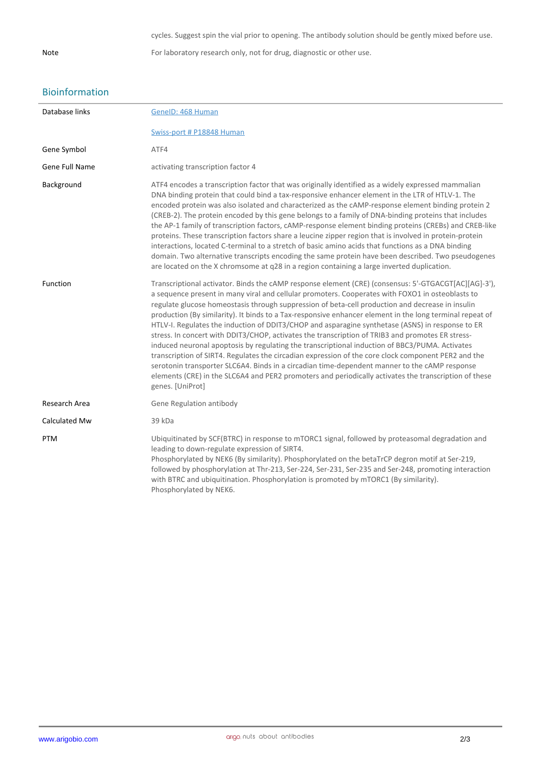cycles. Suggest spin the vial prior to opening. The antibody solution should be gently mixed before use.

| | |
|---|---|
| Note | For laboratory research only, not for drug, diagnostic or other use. |

## Bioinformation

| | |
|---|---|
| Database links | [GeneID: 468 Human](#)<br><br>[Swiss-port # P18848 Human](#) |
| Gene Symbol | ATF4 |
| Gene Full Name | activating transcription factor 4 |
| Background | ATF4 encodes a transcription factor that was originally identified as a widely expressed mammalian DNA binding protein that could bind a tax-responsive enhancer element in the LTR of HTLV-1. The encoded protein was also isolated and characterized as the cAMP-response element binding protein 2 (CREB-2). The protein encoded by this gene belongs to a family of DNA-binding proteins that includes the AP-1 family of transcription factors, cAMP-response element binding proteins (CREBs) and CREB-like proteins. These transcription factors share a leucine zipper region that is involved in protein-protein interactions, located C-terminal to a stretch of basic amino acids that functions as a DNA binding domain. Two alternative transcripts encoding the same protein have been described. Two pseudogenes are located on the X chromsome at q28 in a region containing a large inverted duplication. |
| Function | Transcriptional activator. Binds the cAMP response element (CRE) (consensus: 5'-GTGACGT[AC][AG]-3'), a sequence present in many viral and cellular promoters. Cooperates with FOXO1 in osteoblasts to regulate glucose homeostasis through suppression of beta-cell production and decrease in insulin production (By similarity). It binds to a Tax-responsive enhancer element in the long terminal repeat of HTLV-I. Regulates the induction of DDIT3/CHOP and asparagine synthetase (ASNS) in response to ER stress. In concert with DDIT3/CHOP, activates the transcription of TRIB3 and promotes ER stress-induced neuronal apoptosis by regulating the transcriptional induction of BBC3/PUMA. Activates transcription of SIRT4. Regulates the circadian expression of the core clock component PER2 and the serotonin transporter SLC6A4. Binds in a circadian time-dependent manner to the cAMP response elements (CRE) in the SLC6A4 and PER2 promoters and periodically activates the transcription of these genes. [UniProt] |
| Research Area | Gene Regulation antibody |
| Calculated Mw | 39 kDa |
| PTM | Ubiquitinated by SCF(BTRC) in response to mTORC1 signal, followed by proteasomal degradation and leading to down-regulate expression of SIRT4.<br>Phosphorylated by NEK6 (By similarity). Phosphorylated on the betaTrCP degron motif at Ser-219, followed by phosphorylation at Thr-213, Ser-224, Ser-231, Ser-235 and Ser-248, promoting interaction with BTRC and ubiquitination. Phosphorylation is promoted by mTORC1 (By similarity).<br>Phosphorylated by NEK6. |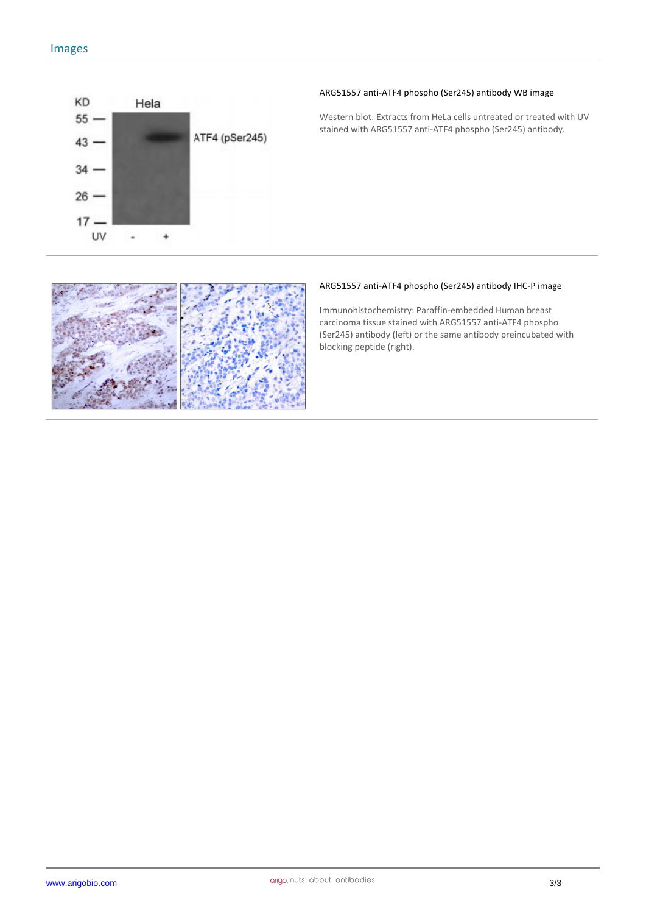## Images

KD
55
43
34
26
17
Hela
ATF4 (pSer245)
UV - +

**ARG51557 anti-ATF4 phospho (Ser245) antibody WB image**

Western blot: Extracts from HeLa cells untreated or treated with UV stained with ARG51557 anti-ATF4 phospho (Ser245) antibody.

**ARG51557 anti-ATF4 phospho (Ser245) antibody IHC-P image**

Immunohistochemistry: Paraffin-embedded Human breast carcinoma tissue stained with ARG51557 anti-ATF4 phospho (Ser245) antibody (left) or the same antibody preincubated with blocking peptide (right).